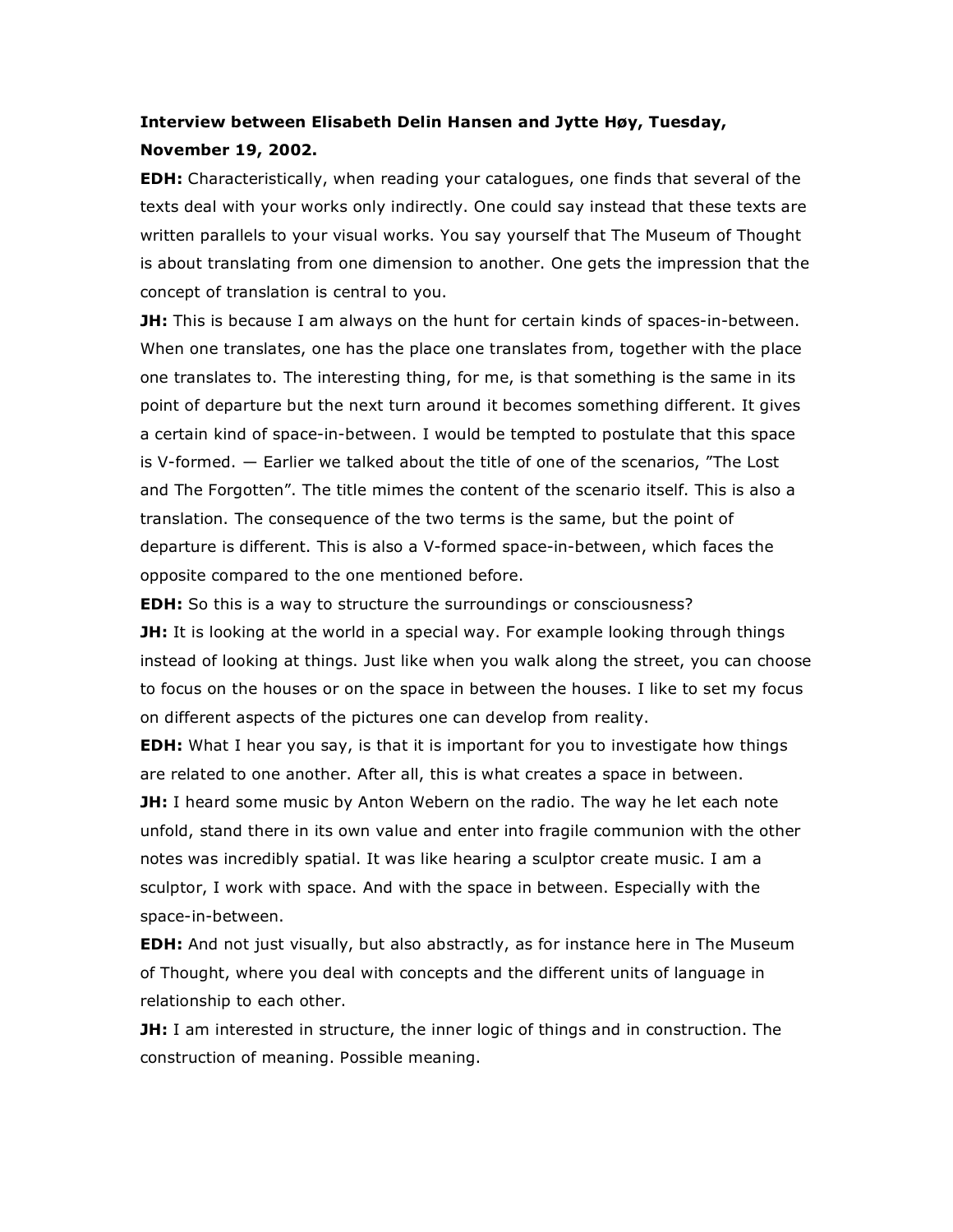**Interview between Elisabeth Delin Hansen and Jytte Høy, Tuesday, November 19, 2002.**

**EDH:** Characteristically, when reading your catalogues, one finds that several of the texts deal with your works only indirectly. One could say instead that these texts are written parallels to your visual works. You say yourself that The Museum of Thought is about translating from one dimension to another. One gets the impression that the concept of translation is central to you.

**JH:** This is because I am always on the hunt for certain kinds of spaces-in-between. When one translates, one has the place one translates from, together with the place one translates to. The interesting thing, for me, is that something is the same in its point of departure but the next turn around it becomes something different. It gives a certain kind of space-in-between. I would be tempted to postulate that this space is V-formed. — Earlier we talked about the title of one of the scenarios, "The Lost and The Forgotten". The title mimes the content of the scenario itself. This is also a translation. The consequence of the two terms is the same, but the point of departure is different. This is also a V-formed space-in-between, which faces the opposite compared to the one mentioned before.

**EDH:** So this is a way to structure the surroundings or consciousness?

**JH:** It is looking at the world in a special way. For example looking through things instead of looking at things. Just like when you walk along the street, you can choose to focus on the houses or on the space in between the houses. I like to set my focus on different aspects of the pictures one can develop from reality.

**EDH:** What I hear you say, is that it is important for you to investigate how things are related to one another. After all, this is what creates a space in between.

**JH:** I heard some music by Anton Webern on the radio. The way he let each note unfold, stand there in its own value and enter into fragile communion with the other notes was incredibly spatial. It was like hearing a sculptor create music. I am a sculptor, I work with space. And with the space in between. Especially with the space-in-between.

**EDH:** And not just visually, but also abstractly, as for instance here in The Museum of Thought, where you deal with concepts and the different units of language in relationship to each other.

**JH:** I am interested in structure, the inner logic of things and in construction. The construction of meaning. Possible meaning.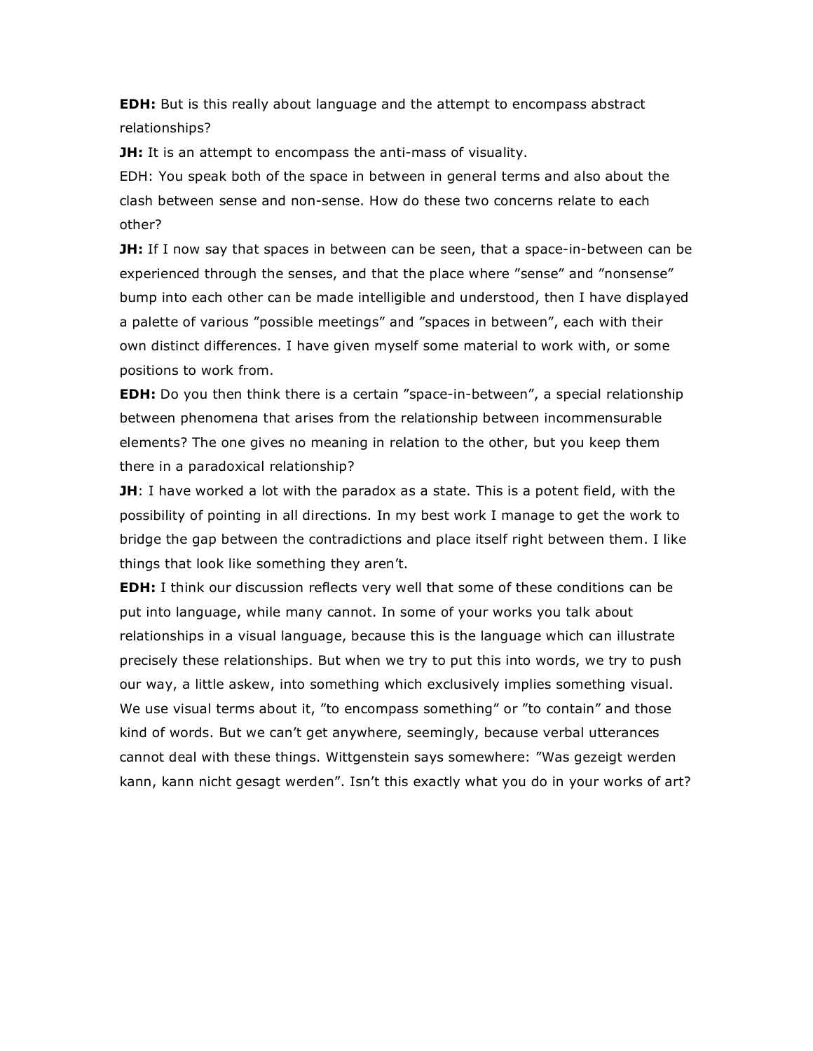**EDH:** But is this really about language and the attempt to encompass abstract relationships?

**JH:** It is an attempt to encompass the anti-mass of visuality.

EDH: You speak both of the space in between in general terms and also about the clash between sense and non-sense. How do these two concerns relate to each other?

**JH:** If I now say that spaces in between can be seen, that a space-in-between can be experienced through the senses, and that the place where ”sense” and ”nonsense” bump into each other can be made intelligible and understood, then I have displayed a palette of various ”possible meetings” and ”spaces in between”, each with their own distinct differences. I have given myself some material to work with, or some positions to work from.

**EDH:** Do you then think there is a certain ”space-in-between”, a special relationship between phenomena that arises from the relationship between incommensurable elements? The one gives no meaning in relation to the other, but you keep them there in a paradoxical relationship?

**JH**: I have worked a lot with the paradox as a state. This is a potent field, with the possibility of pointing in all directions. In my best work I manage to get the work to bridge the gap between the contradictions and place itself right between them. I like things that look like something they aren't.

**EDH:** I think our discussion reflects very well that some of these conditions can be put into language, while many cannot. In some of your works you talk about relationships in a visual language, because this is the language which can illustrate precisely these relationships. But when we try to put this into words, we try to push our way, a little askew, into something which exclusively implies something visual. We use visual terms about it, ”to encompass something” or ”to contain” and those kind of words. But we can't get anywhere, seemingly, because verbal utterances cannot deal with these things. Wittgenstein says somewhere: ”Was gezeigt werden kann, kann nicht gesagt werden”. Isn't this exactly what you do in your works of art?